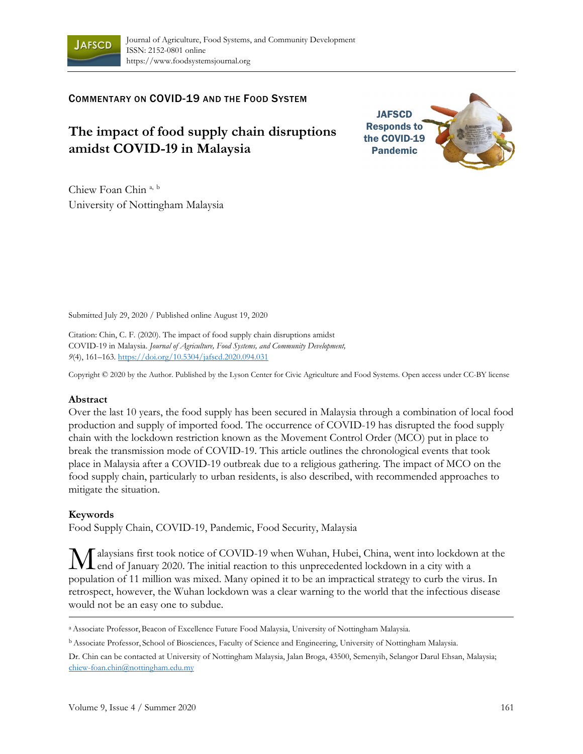Journal of Agriculture, Food Systems, and Community Development
ISSN: 2152-0801 online
https://www.foodsystemsjournal.org

COMMENTARY ON COVID-19 AND THE FOOD SYSTEM

# The impact of food supply chain disruptions amidst COVID-19 in Malaysia

JAFSCD Responds to the COVID-19 Pandemic

Chiew Foan Chin [a, b]
University of Nottingham Malaysia

Submitted July 29, 2020 / Published online August 19, 2020

Citation: Chin, C. F. (2020). The impact of food supply chain disruptions amidst COVID-19 in Malaysia. *Journal of Agriculture, Food Systems, and Community Development, 9*(4), 161–163. https://doi.org/10.5304/jafscd.2020.094.031

Copyright © 2020 by the Author. Published by the Lyson Center for Civic Agriculture and Food Systems. Open access under CC-BY license

## Abstract

Over the last 10 years, the food supply has been secured in Malaysia through a combination of local food production and supply of imported food. The occurrence of COVID-19 has disrupted the food supply chain with the lockdown restriction known as the Movement Control Order (MCO) put in place to break the transmission mode of COVID-19. This article outlines the chronological events that took place in Malaysia after a COVID-19 outbreak due to a religious gathering. The impact of MCO on the food supply chain, particularly to urban residents, is also described, with recommended approaches to mitigate the situation.

## Keywords

Food Supply Chain, COVID-19, Pandemic, Food Security, Malaysia

Malaysians first took notice of COVID-19 when Wuhan, Hubei, China, went into lockdown at the end of January 2020. The initial reaction to this unprecedented lockdown in a city with a population of 11 million was mixed. Many opined it to be an impractical strategy to curb the virus. In retrospect, however, the Wuhan lockdown was a clear warning to the world that the infectious disease would not be an easy one to subdue.

---

[a] Associate Professor, Beacon of Excellence Future Food Malaysia, University of Nottingham Malaysia.

[b] Associate Professor, School of Biosciences, Faculty of Science and Engineering, University of Nottingham Malaysia.

Dr. Chin can be contacted at University of Nottingham Malaysia, Jalan Broga, 43500, Semenyih, Selangor Darul Ehsan, Malaysia; chiew-foan.chin@nottingham.edu.my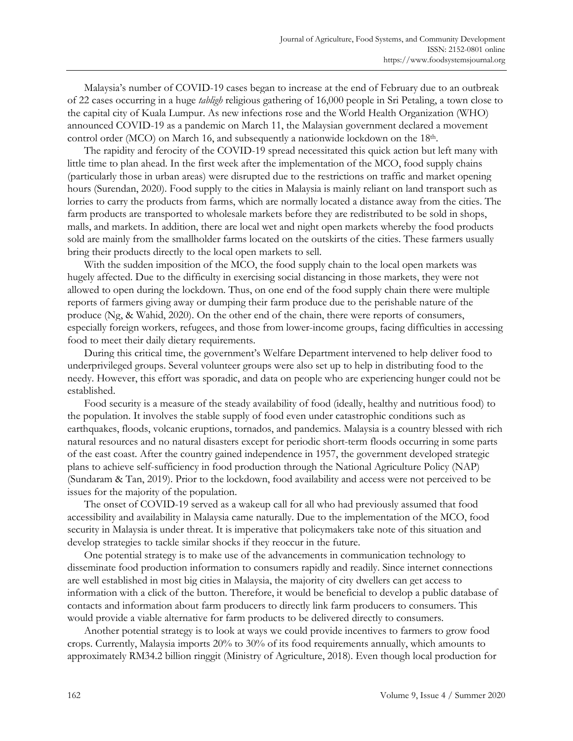Malaysia's number of COVID-19 cases began to increase at the end of February due to an outbreak of 22 cases occurring in a huge *tabligh* religious gathering of 16,000 people in Sri Petaling, a town close to the capital city of Kuala Lumpur. As new infections rose and the World Health Organization (WHO) announced COVID-19 as a pandemic on March 11, the Malaysian government declared a movement control order (MCO) on March 16, and subsequently a nationwide lockdown on the 18th.

The rapidity and ferocity of the COVID-19 spread necessitated this quick action but left many with little time to plan ahead. In the first week after the implementation of the MCO, food supply chains (particularly those in urban areas) were disrupted due to the restrictions on traffic and market opening hours (Surendan, 2020). Food supply to the cities in Malaysia is mainly reliant on land transport such as lorries to carry the products from farms, which are normally located a distance away from the cities. The farm products are transported to wholesale markets before they are redistributed to be sold in shops, malls, and markets. In addition, there are local wet and night open markets whereby the food products sold are mainly from the smallholder farms located on the outskirts of the cities. These farmers usually bring their products directly to the local open markets to sell.

With the sudden imposition of the MCO, the food supply chain to the local open markets was hugely affected. Due to the difficulty in exercising social distancing in those markets, they were not allowed to open during the lockdown. Thus, on one end of the food supply chain there were multiple reports of farmers giving away or dumping their farm produce due to the perishable nature of the produce (Ng, & Wahid, 2020). On the other end of the chain, there were reports of consumers, especially foreign workers, refugees, and those from lower-income groups, facing difficulties in accessing food to meet their daily dietary requirements.

During this critical time, the government's Welfare Department intervened to help deliver food to underprivileged groups. Several volunteer groups were also set up to help in distributing food to the needy. However, this effort was sporadic, and data on people who are experiencing hunger could not be established.

Food security is a measure of the steady availability of food (ideally, healthy and nutritious food) to the population. It involves the stable supply of food even under catastrophic conditions such as earthquakes, floods, volcanic eruptions, tornados, and pandemics. Malaysia is a country blessed with rich natural resources and no natural disasters except for periodic short-term floods occurring in some parts of the east coast. After the country gained independence in 1957, the government developed strategic plans to achieve self-sufficiency in food production through the National Agriculture Policy (NAP) (Sundaram & Tan, 2019). Prior to the lockdown, food availability and access were not perceived to be issues for the majority of the population.

The onset of COVID-19 served as a wakeup call for all who had previously assumed that food accessibility and availability in Malaysia came naturally. Due to the implementation of the MCO, food security in Malaysia is under threat. It is imperative that policymakers take note of this situation and develop strategies to tackle similar shocks if they reoccur in the future.

One potential strategy is to make use of the advancements in communication technology to disseminate food production information to consumers rapidly and readily. Since internet connections are well established in most big cities in Malaysia, the majority of city dwellers can get access to information with a click of the button. Therefore, it would be beneficial to develop a public database of contacts and information about farm producers to directly link farm producers to consumers. This would provide a viable alternative for farm products to be delivered directly to consumers.

Another potential strategy is to look at ways we could provide incentives to farmers to grow food crops. Currently, Malaysia imports 20% to 30% of its food requirements annually, which amounts to approximately RM34.2 billion ringgit (Ministry of Agriculture, 2018). Even though local production for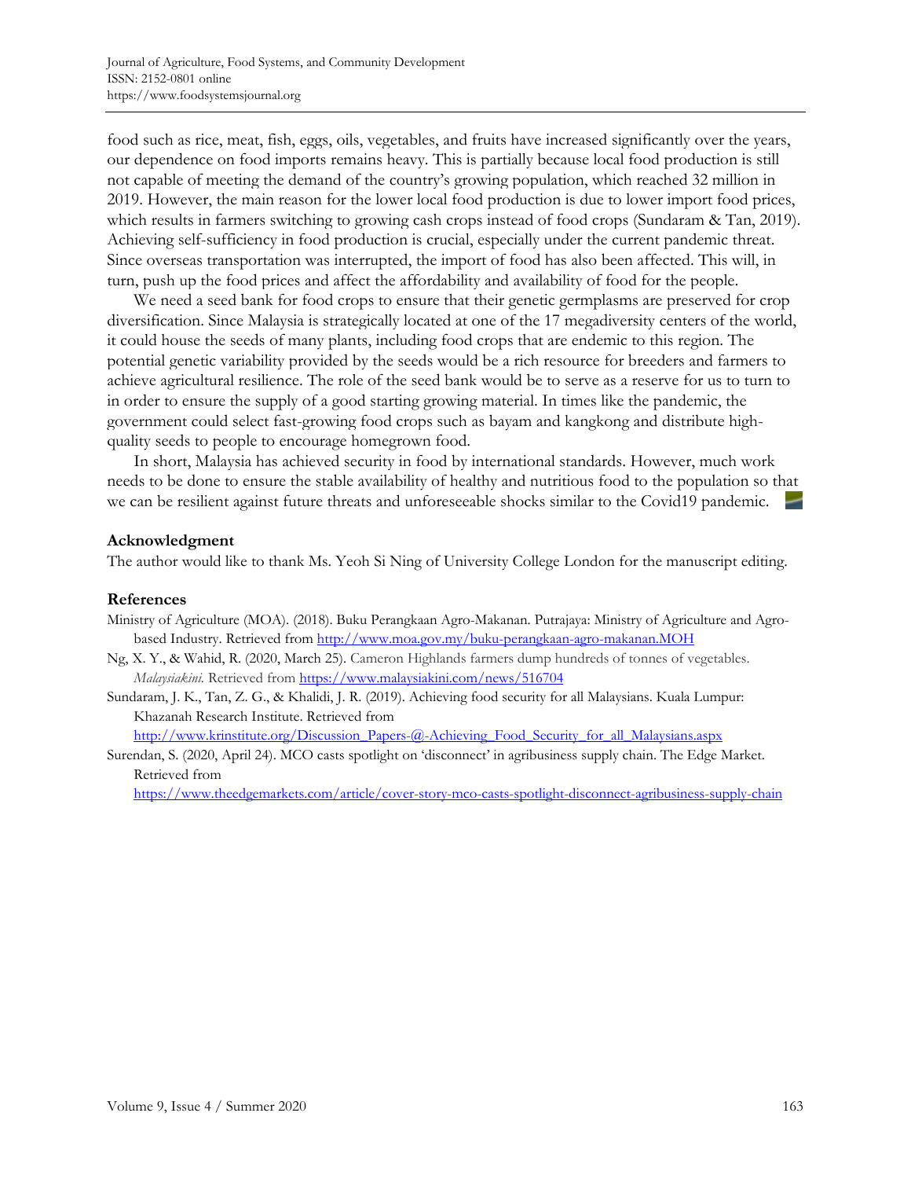food such as rice, meat, fish, eggs, oils, vegetables, and fruits have increased significantly over the years, our dependence on food imports remains heavy. This is partially because local food production is still not capable of meeting the demand of the country's growing population, which reached 32 million in 2019. However, the main reason for the lower local food production is due to lower import food prices, which results in farmers switching to growing cash crops instead of food crops (Sundaram & Tan, 2019). Achieving self-sufficiency in food production is crucial, especially under the current pandemic threat. Since overseas transportation was interrupted, the import of food has also been affected. This will, in turn, push up the food prices and affect the affordability and availability of food for the people.

We need a seed bank for food crops to ensure that their genetic germplasms are preserved for crop diversification. Since Malaysia is strategically located at one of the 17 megadiversity centers of the world, it could house the seeds of many plants, including food crops that are endemic to this region. The potential genetic variability provided by the seeds would be a rich resource for breeders and farmers to achieve agricultural resilience. The role of the seed bank would be to serve as a reserve for us to turn to in order to ensure the supply of a good starting growing material. In times like the pandemic, the government could select fast-growing food crops such as bayam and kangkong and distribute high-quality seeds to people to encourage homegrown food.

In short, Malaysia has achieved security in food by international standards. However, much work needs to be done to ensure the stable availability of healthy and nutritious food to the population so that we can be resilient against future threats and unforeseeable shocks similar to the Covid19 pandemic.

### Acknowledgment

The author would like to thank Ms. Yeoh Si Ning of University College London for the manuscript editing.

### References

Ministry of Agriculture (MOA). (2018). Buku Perangkaan Agro-Makanan. Putrajaya: Ministry of Agriculture and Agro-based Industry. Retrieved from http://www.moa.gov.my/buku-perangkaan-agro-makanan.MOH

Ng, X. Y., & Wahid, R. (2020, March 25). Cameron Highlands farmers dump hundreds of tonnes of vegetables. *Malaysiakini.* Retrieved from https://www.malaysiakini.com/news/516704

Sundaram, J. K., Tan, Z. G., & Khalidi, J. R. (2019). Achieving food security for all Malaysians. Kuala Lumpur: Khazanah Research Institute. Retrieved from http://www.krinstitute.org/Discussion_Papers-@-Achieving_Food_Security_for_all_Malaysians.aspx

Surendan, S. (2020, April 24). MCO casts spotlight on 'disconnect' in agribusiness supply chain. The Edge Market. Retrieved from https://www.theedgemarkets.com/article/cover-story-mco-casts-spotlight-disconnect-agribusiness-supply-chain